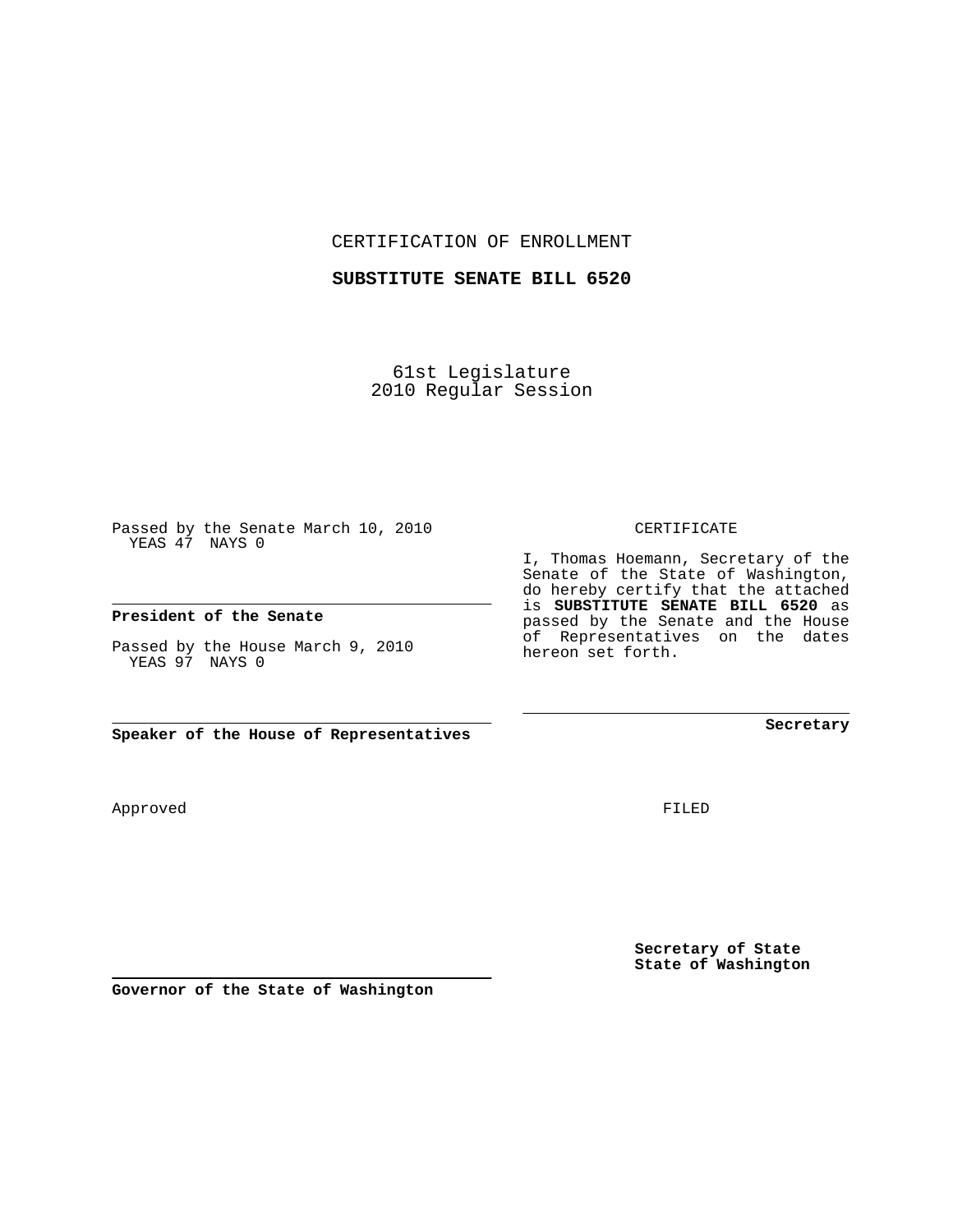CERTIFICATION OF ENROLLMENT

**SUBSTITUTE SENATE BILL 6520**

61st Legislature
2010 Regular Session

Passed by the Senate March 10, 2010
YEAS 47 NAYS 0

**President of the Senate**

Passed by the House March 9, 2010
YEAS 97 NAYS 0

**Speaker of the House of Representatives**

CERTIFICATE

I, Thomas Hoemann, Secretary of the Senate of the State of Washington, do hereby certify that the attached is **SUBSTITUTE SENATE BILL 6520** as passed by the Senate and the House of Representatives on the dates hereon set forth.

**Secretary**

Approved

FILED

**Governor of the State of Washington**

**Secretary of State**
**State of Washington**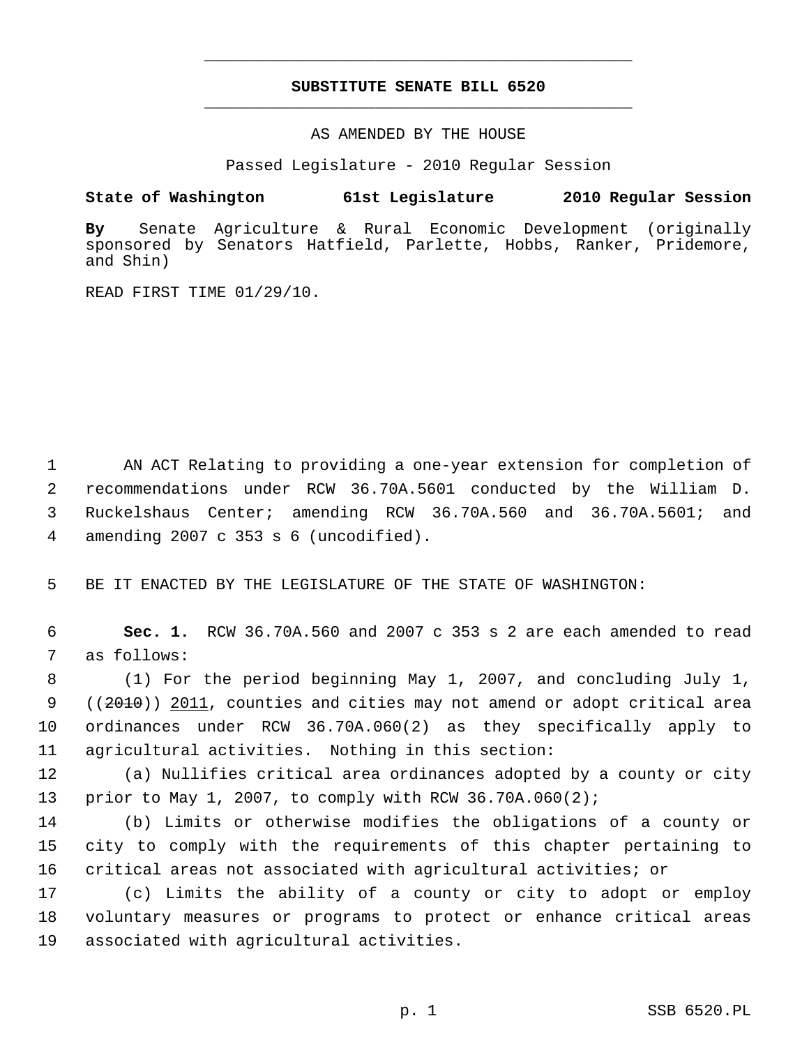# SUBSTITUTE SENATE BILL 6520

AS AMENDED BY THE HOUSE

Passed Legislature - 2010 Regular Session

**State of Washington 61st Legislature 2010 Regular Session**

**By** Senate Agriculture & Rural Economic Development (originally sponsored by Senators Hatfield, Parlette, Hobbs, Ranker, Pridemore, and Shin)

READ FIRST TIME 01/29/10.

AN ACT Relating to providing a one-year extension for completion of recommendations under RCW 36.70A.5601 conducted by the William D. Ruckelshaus Center; amending RCW 36.70A.560 and 36.70A.5601; and amending 2007 c 353 s 6 (uncodified).

BE IT ENACTED BY THE LEGISLATURE OF THE STATE OF WASHINGTON:

**Sec. 1.** RCW 36.70A.560 and 2007 c 353 s 2 are each amended to read as follows:

(1) For the period beginning May 1, 2007, and concluding July 1, ((~~2010~~)) 2011, counties and cities may not amend or adopt critical area ordinances under RCW 36.70A.060(2) as they specifically apply to agricultural activities. Nothing in this section:

(a) Nullifies critical area ordinances adopted by a county or city prior to May 1, 2007, to comply with RCW 36.70A.060(2);

(b) Limits or otherwise modifies the obligations of a county or city to comply with the requirements of this chapter pertaining to critical areas not associated with agricultural activities; or

(c) Limits the ability of a county or city to adopt or employ voluntary measures or programs to protect or enhance critical areas associated with agricultural activities.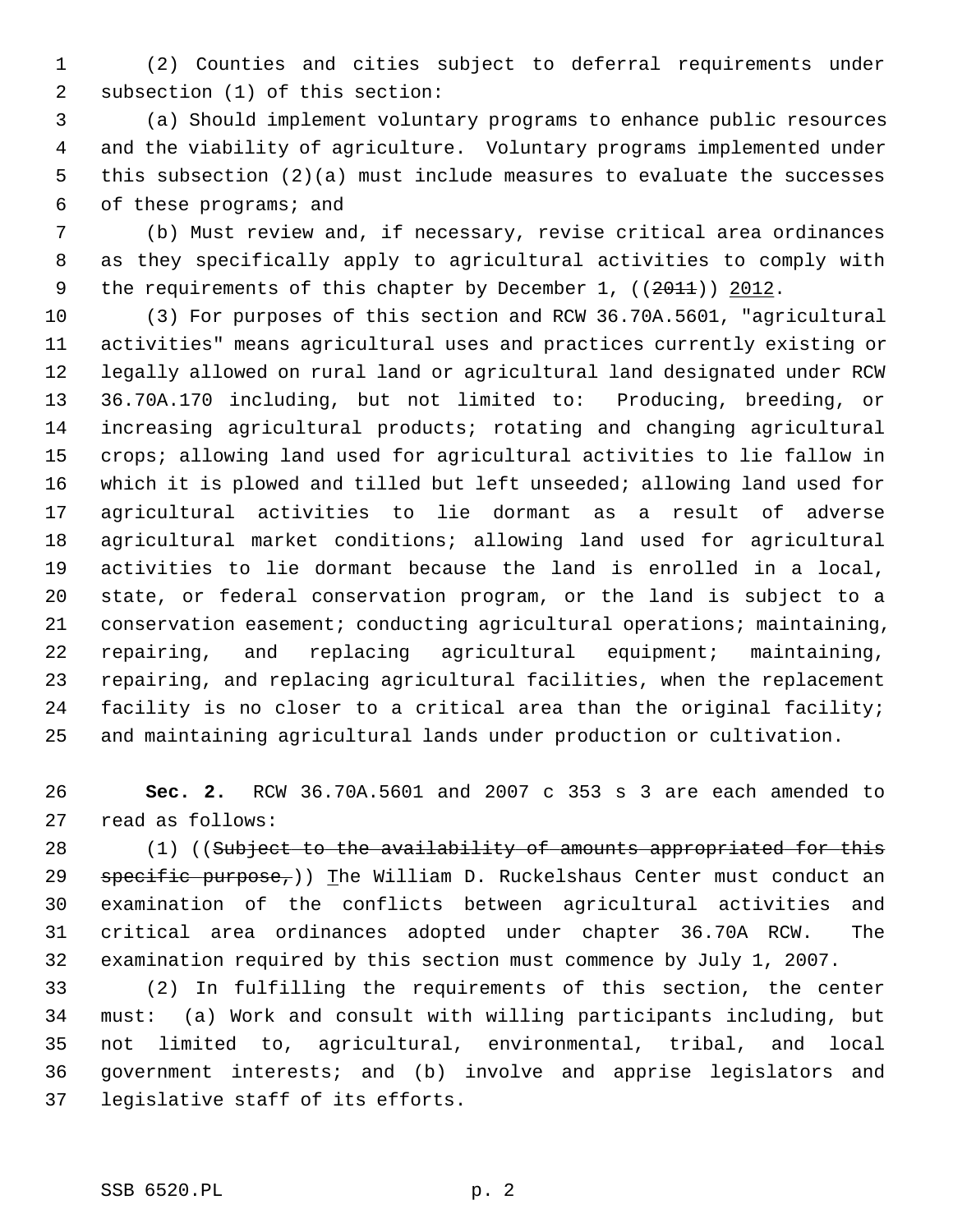(2) Counties and cities subject to deferral requirements under subsection (1) of this section:

(a) Should implement voluntary programs to enhance public resources and the viability of agriculture. Voluntary programs implemented under this subsection (2)(a) must include measures to evaluate the successes of these programs; and

(b) Must review and, if necessary, revise critical area ordinances as they specifically apply to agricultural activities to comply with the requirements of this chapter by December 1, ((~~2011~~)) <u>2012</u>.

(3) For purposes of this section and RCW 36.70A.5601, "agricultural activities" means agricultural uses and practices currently existing or legally allowed on rural land or agricultural land designated under RCW 36.70A.170 including, but not limited to: Producing, breeding, or increasing agricultural products; rotating and changing agricultural crops; allowing land used for agricultural activities to lie fallow in which it is plowed and tilled but left unseeded; allowing land used for agricultural activities to lie dormant as a result of adverse agricultural market conditions; allowing land used for agricultural activities to lie dormant because the land is enrolled in a local, state, or federal conservation program, or the land is subject to a conservation easement; conducting agricultural operations; maintaining, repairing, and replacing agricultural equipment; maintaining, repairing, and replacing agricultural facilities, when the replacement facility is no closer to a critical area than the original facility; and maintaining agricultural lands under production or cultivation.

**Sec. 2.** RCW 36.70A.5601 and 2007 c 353 s 3 are each amended to read as follows:

(1) ((~~Subject to the availability of amounts appropriated for this specific purpose,~~)) <u>T</u>he William D. Ruckelshaus Center must conduct an examination of the conflicts between agricultural activities and critical area ordinances adopted under chapter 36.70A RCW. The examination required by this section must commence by July 1, 2007.

(2) In fulfilling the requirements of this section, the center must: (a) Work and consult with willing participants including, but not limited to, agricultural, environmental, tribal, and local government interests; and (b) involve and apprise legislators and legislative staff of its efforts.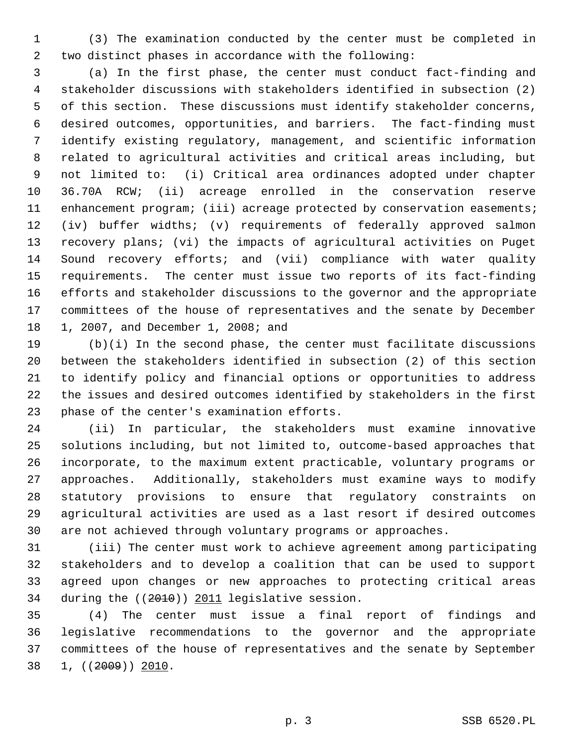(3) The examination conducted by the center must be completed in two distinct phases in accordance with the following:

(a) In the first phase, the center must conduct fact-finding and stakeholder discussions with stakeholders identified in subsection (2) of this section. These discussions must identify stakeholder concerns, desired outcomes, opportunities, and barriers. The fact-finding must identify existing regulatory, management, and scientific information related to agricultural activities and critical areas including, but not limited to: (i) Critical area ordinances adopted under chapter 36.70A RCW; (ii) acreage enrolled in the conservation reserve enhancement program; (iii) acreage protected by conservation easements; (iv) buffer widths; (v) requirements of federally approved salmon recovery plans; (vi) the impacts of agricultural activities on Puget Sound recovery efforts; and (vii) compliance with water quality requirements. The center must issue two reports of its fact-finding efforts and stakeholder discussions to the governor and the appropriate committees of the house of representatives and the senate by December 1, 2007, and December 1, 2008; and

(b)(i) In the second phase, the center must facilitate discussions between the stakeholders identified in subsection (2) of this section to identify policy and financial options or opportunities to address the issues and desired outcomes identified by stakeholders in the first phase of the center's examination efforts.

(ii) In particular, the stakeholders must examine innovative solutions including, but not limited to, outcome-based approaches that incorporate, to the maximum extent practicable, voluntary programs or approaches. Additionally, stakeholders must examine ways to modify statutory provisions to ensure that regulatory constraints on agricultural activities are used as a last resort if desired outcomes are not achieved through voluntary programs or approaches.

(iii) The center must work to achieve agreement among participating stakeholders and to develop a coalition that can be used to support agreed upon changes or new approaches to protecting critical areas during the ((~~2010~~)) <u>2011</u> legislative session.

(4) The center must issue a final report of findings and legislative recommendations to the governor and the appropriate committees of the house of representatives and the senate by September 1, ((~~2009~~)) <u>2010</u>.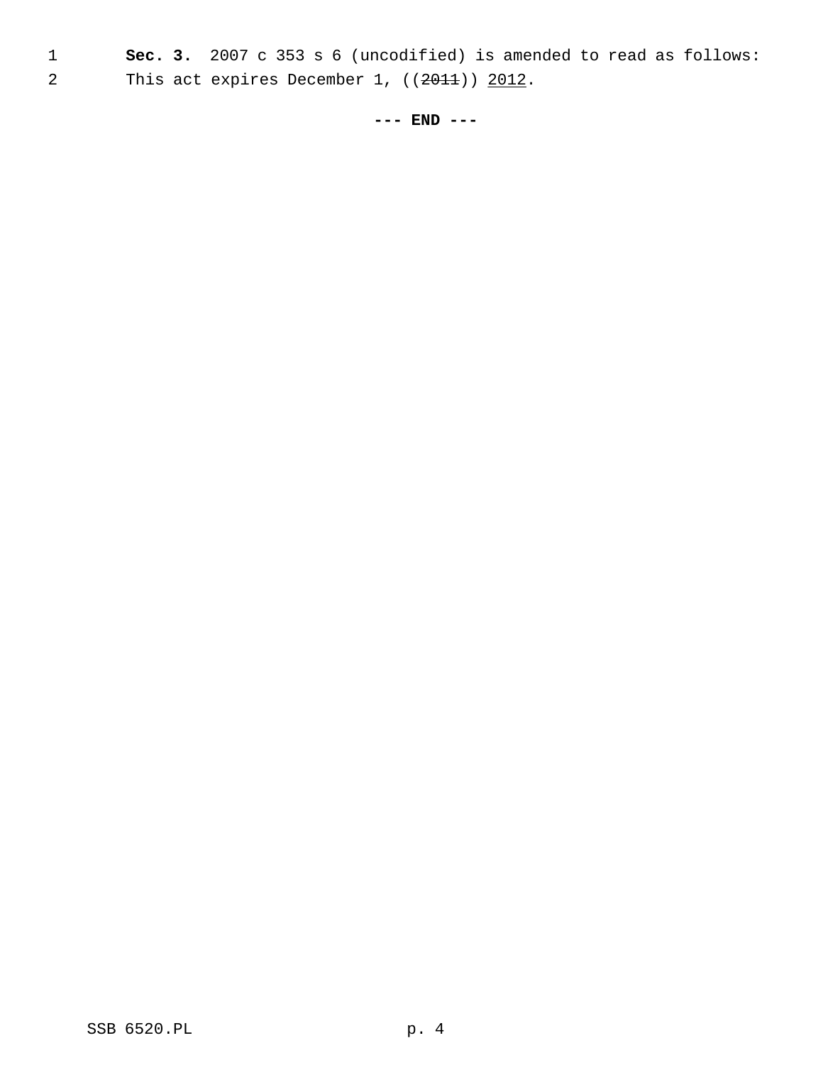**Sec. 3.** 2007 c 353 s 6 (uncodified) is amended to read as follows:

This act expires December 1, ((~~2011~~)) <u>2012</u>.

**--- END ---**